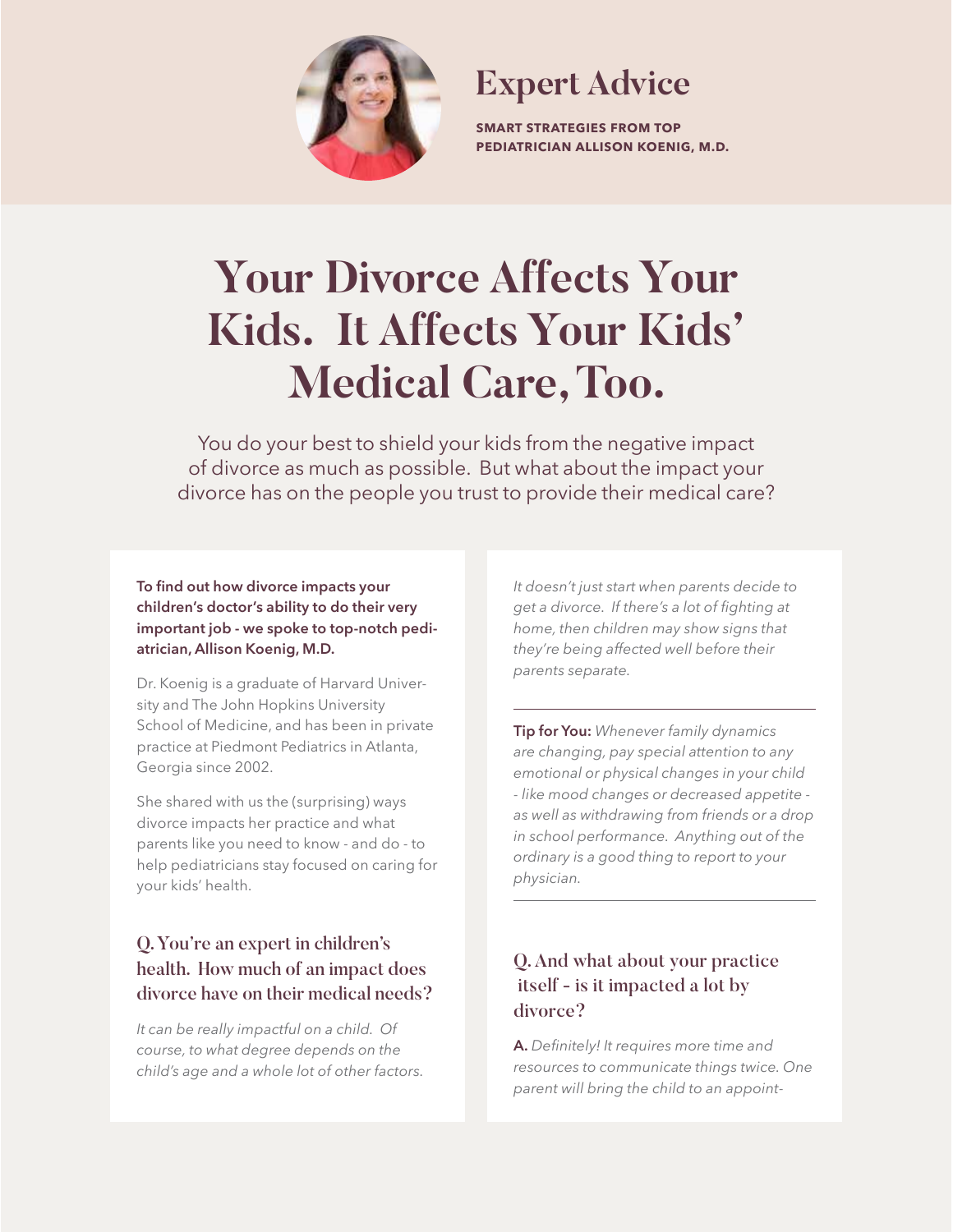# Expert Advice

**SMART STRATEGIES FROM TOP PEDIATRICIAN ALLISON KOENIG, M.D.**

# Your Divorce Affects Your Kids. It Affects Your Kids' Medical Care, Too.

You do your best to shield your kids from the negative impact of divorce as much as possible. But what about the impact your divorce has on the people you trust to provide their medical care?

**To find out how divorce impacts your children's doctor's ability to do their very important job - we spoke to top-notch pediatrician, Allison Koenig, M.D.**

Dr. Koenig is a graduate of Harvard University and The John Hopkins University School of Medicine, and has been in private practice at Piedmont Pediatrics in Atlanta, Georgia since 2002.

She shared with us the (surprising) ways divorce impacts her practice and what parents like you need to know - and do - to help pediatricians stay focused on caring for your kids' health.

### Q. You're an expert in children's health. How much of an impact does divorce have on their medical needs?

*It can be really impactful on a child. Of course, to what degree depends on the child's age and a whole lot of other factors. It doesn't just start when parents decide to get a divorce. If there's a lot of fighting at home, then children may show signs that they're being affected well before their parents separate.*

---

**Tip for You:** *Whenever family dynamics are changing, pay special attention to any emotional or physical changes in your child - like mood changes or decreased appetite - as well as withdrawing from friends or a drop in school performance. Anything out of the ordinary is a good thing to report to your physician.*

---

### Q. And what about your practice itself - is it impacted a lot by divorce?

**A.** *Definitely! It requires more time and resources to communicate things twice. One parent will bring the child to an appoint-*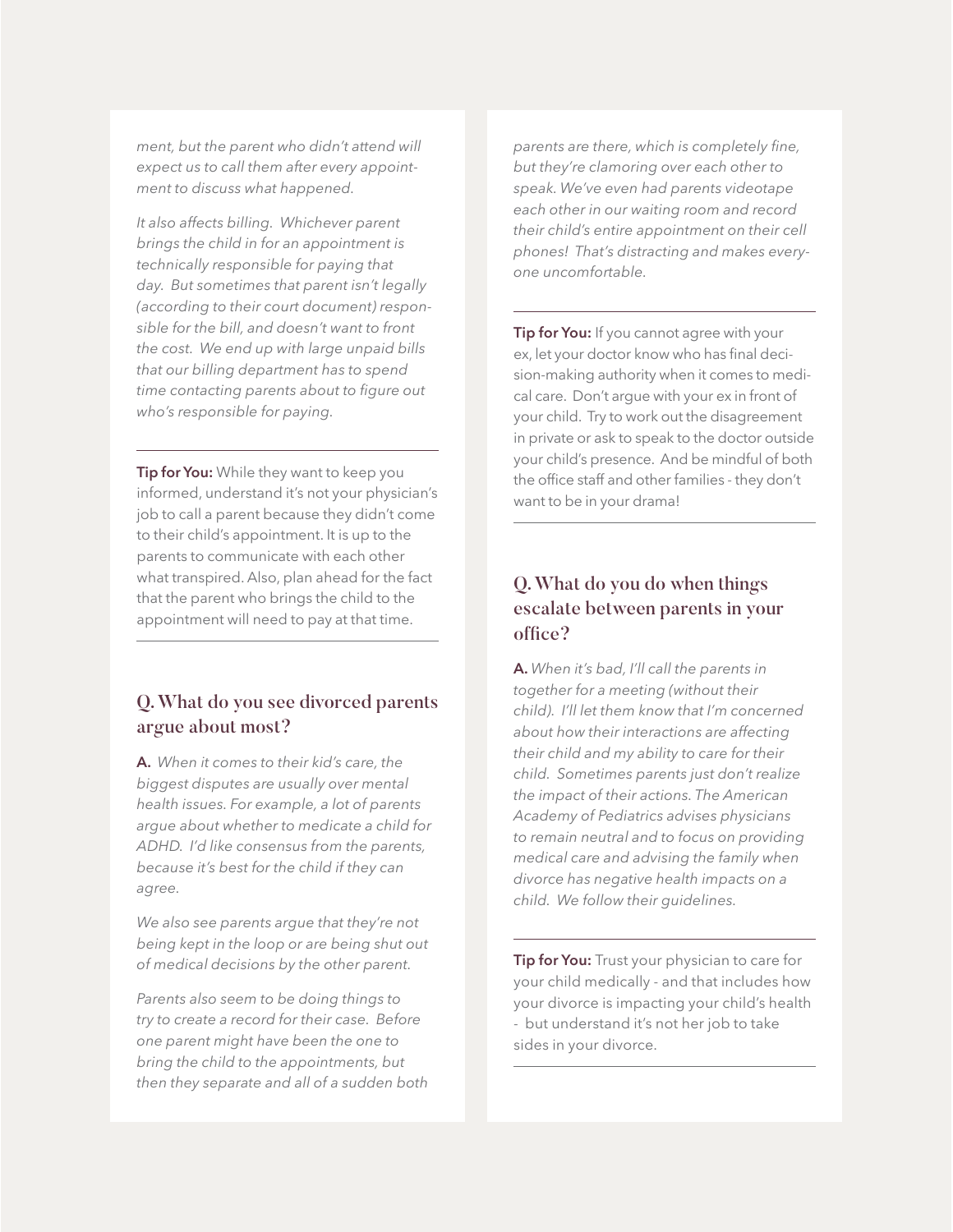*ment, but the parent who didn't attend will expect us to call them after every appointment to discuss what happened.*

*It also affects billing. Whichever parent brings the child in for an appointment is technically responsible for paying that day. But sometimes that parent isn't legally (according to their court document) responsible for the bill, and doesn't want to front the cost. We end up with large unpaid bills that our billing department has to spend time contacting parents about to figure out who's responsible for paying.*

---

**Tip for You:** While they want to keep you informed, understand it's not your physician's job to call a parent because they didn't come to their child's appointment. It is up to the parents to communicate with each other what transpired. Also, plan ahead for the fact that the parent who brings the child to the appointment will need to pay at that time.

---

## Q. What do you see divorced parents argue about most?

**A.** *When it comes to their kid's care, the biggest disputes are usually over mental health issues. For example, a lot of parents argue about whether to medicate a child for ADHD. I'd like consensus from the parents, because it's best for the child if they can agree.*

*We also see parents argue that they're not being kept in the loop or are being shut out of medical decisions by the other parent.*

*Parents also seem to be doing things to try to create a record for their case. Before one parent might have been the one to bring the child to the appointments, but then they separate and all of a sudden both parents are there, which is completely fine, but they're clamoring over each other to speak. We've even had parents videotape each other in our waiting room and record their child's entire appointment on their cell phones! That's distracting and makes everyone uncomfortable.*

---

**Tip for You:** If you cannot agree with your ex, let your doctor know who has final decision-making authority when it comes to medical care. Don't argue with your ex in front of your child. Try to work out the disagreement in private or ask to speak to the doctor outside your child's presence. And be mindful of both the office staff and other families - they don't want to be in your drama!

---

## Q. What do you do when things escalate between parents in your office?

**A.** *When it's bad, I'll call the parents in together for a meeting (without their child). I'll let them know that I'm concerned about how their interactions are affecting their child and my ability to care for their child. Sometimes parents just don't realize the impact of their actions. The American Academy of Pediatrics advises physicians to remain neutral and to focus on providing medical care and advising the family when divorce has negative health impacts on a child. We follow their guidelines.*

---

**Tip for You:** Trust your physician to care for your child medically - and that includes how your divorce is impacting your child's health - but understand it's not her job to take sides in your divorce.

---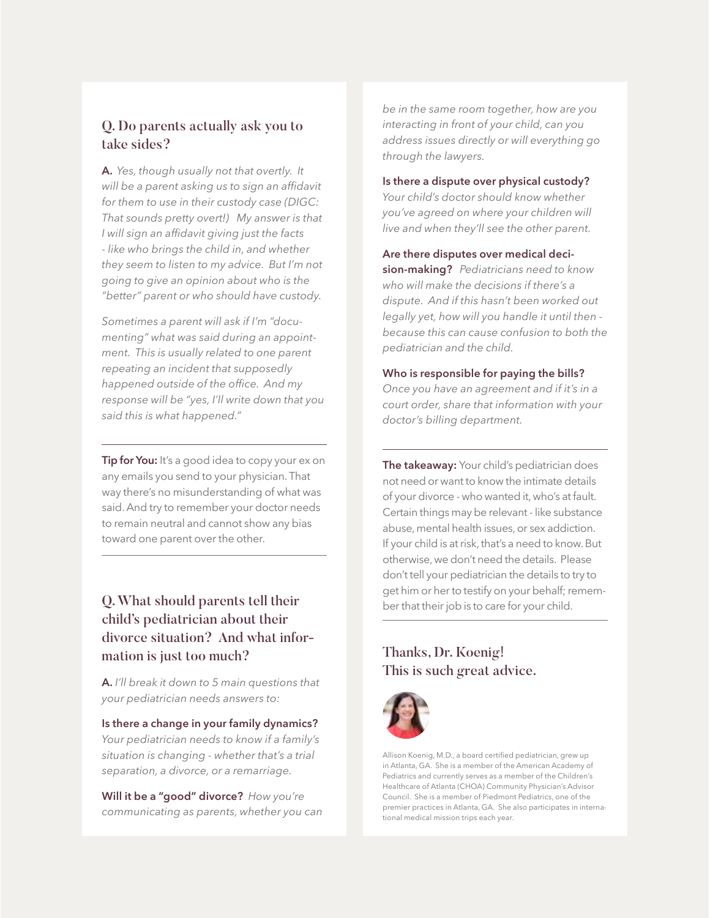## Q. Do parents actually ask you to take sides?

**A.** *Yes, though usually not that overtly. It will be a parent asking us to sign an affidavit for them to use in their custody case (DIGC: That sounds pretty overt!) My answer is that I will sign an affidavit giving just the facts - like who brings the child in, and whether they seem to listen to my advice. But I'm not going to give an opinion about who is the "better" parent or who should have custody.*

*Sometimes a parent will ask if I'm "documenting" what was said during an appointment. This is usually related to one parent repeating an incident that supposedly happened outside of the office. And my response will be "yes, I'll write down that you said this is what happened."*

---

**Tip for You:** It's a good idea to copy your ex on any emails you send to your physician. That way there's no misunderstanding of what was said. And try to remember your doctor needs to remain neutral and cannot show any bias toward one parent over the other.

---

## Q. What should parents tell their child's pediatrician about their divorce situation? And what information is just too much?

**A.** *I'll break it down to 5 main questions that your pediatrician needs answers to:*

**Is there a change in your family dynamics?** *Your pediatrician needs to know if a family's situation is changing - whether that's a trial separation, a divorce, or a remarriage.*

**Will it be a "good" divorce?** *How you're communicating as parents, whether you can be in the same room together, how are you interacting in front of your child, can you address issues directly or will everything go through the lawyers.*

**Is there a dispute over physical custody?** *Your child's doctor should know whether you've agreed on where your children will live and when they'll see the other parent.*

**Are there disputes over medical decision-making?** *Pediatricians need to know who will make the decisions if there's a dispute. And if this hasn't been worked out legally yet, how will you handle it until then - because this can cause confusion to both the pediatrician and the child.*

**Who is responsible for paying the bills?** *Once you have an agreement and if it's in a court order, share that information with your doctor's billing department.*

---

**The takeaway:** Your child's pediatrician does not need or want to know the intimate details of your divorce - who wanted it, who's at fault. Certain things may be relevant - like substance abuse, mental health issues, or sex addiction. If your child is at risk, that's a need to know. But otherwise, we don't need the details. Please don't tell your pediatrician the details to try to get him or her to testify on your behalf; remember that their job is to care for your child.

---

## Thanks, Dr. Koenig! This is such great advice.

Allison Koenig, M.D., a board certified pediatrician, grew up in Atlanta, GA. She is a member of the American Academy of Pediatrics and currently serves as a member of the Children's Healthcare of Atlanta (CHOA) Community Physician's Advisor Council. She is a member of Piedmont Pediatrics, one of the premier practices in Atlanta, GA. She also participates in international medical mission trips each year.